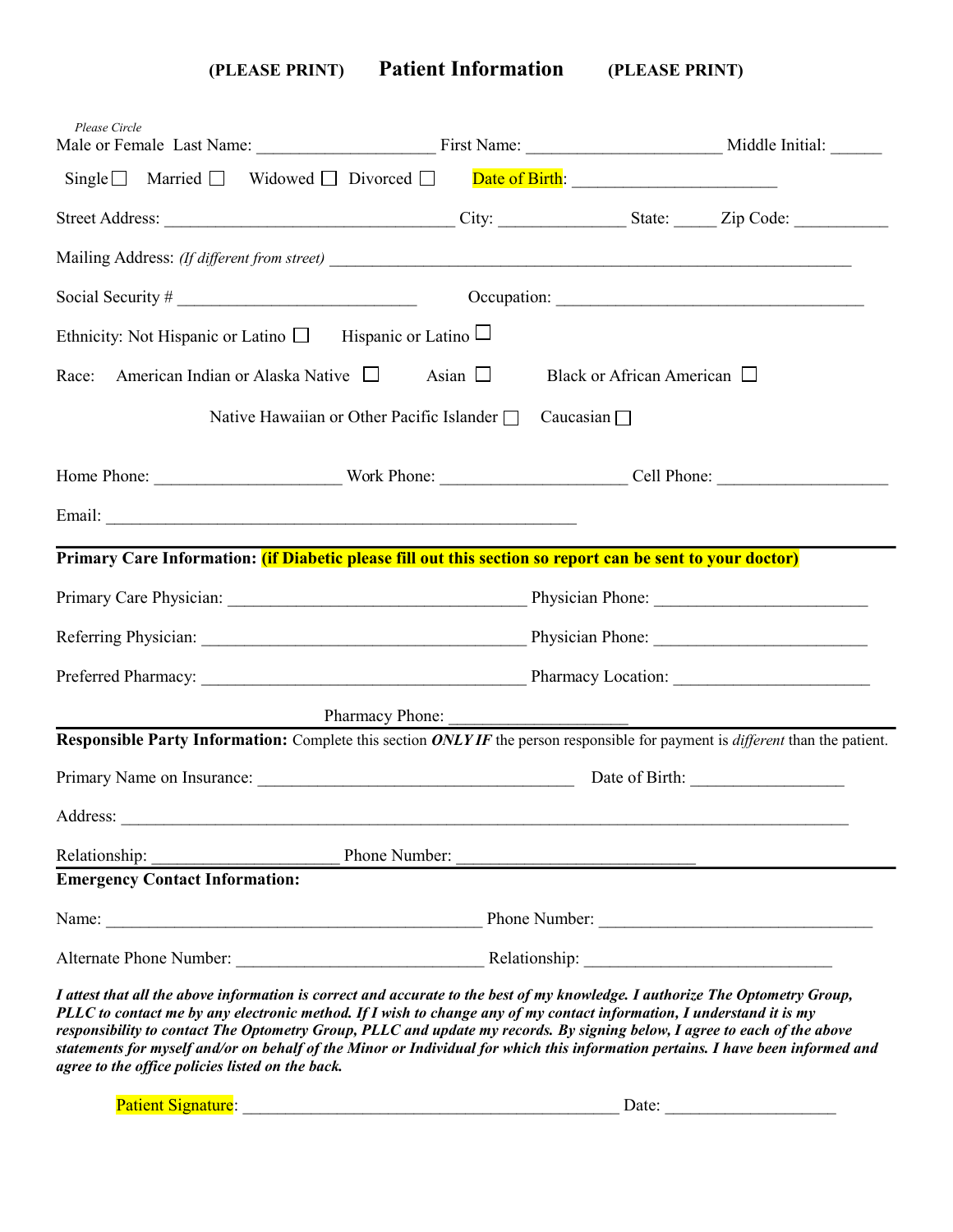# (PLEASE PRINT) Patient Information (PLEASE PRINT)

*Please Circle*
Male or Female Last Name: ____________________ First Name: ______________________ Middle Initial: ______

Single ☐ Married ☐ Widowed ☐ Divorced ☐ Date of Birth: ________________________

Street Address: _________________________________ City: ______________ State: _____ Zip Code: ___________

Mailing Address: *(If different from street)* ___________________________________________________________

Social Security # ___________________________ Occupation: ___________________________________

Ethnicity: Not Hispanic or Latino ☐ Hispanic or Latino ☐

Race: American Indian or Alaska Native ☐ Asian ☐ Black or African American ☐

Native Hawaiian or Other Pacific Islander ☐ Caucasian ☐

Home Phone: _____________________ Work Phone: _____________________ Cell Phone: ____________________

Email: _____________________________________________________

**Primary Care Information: (if Diabetic please fill out this section so report can be sent to your doctor)**

Primary Care Physician: __________________________________ Physician Phone: ________________________

Referring Physician: _____________________________________ Physician Phone: ________________________

Preferred Pharmacy: _____________________________________ Pharmacy Location: ______________________

Pharmacy Phone: ____________________

**Responsible Party Information:** Complete this section ***ONLY IF*** the person responsible for payment is *different* than the patient.

Primary Name on Insurance: ____________________________________ Date of Birth: _________________

Address: ____________________________________________________________________________________

Relationship: _____________________ Phone Number: ___________________________

**Emergency Contact Information:**

Name: ___________________________________________ Phone Number: _______________________________

Alternate Phone Number: ____________________________ Relationship: ____________________________

***I attest that all the above information is correct and accurate to the best of my knowledge. I authorize The Optometry Group, PLLC to contact me by any electronic method. If I wish to change any of my contact information, I understand it is my responsibility to contact The Optometry Group, PLLC and update my records. By signing below, I agree to each of the above statements for myself and/or on behalf of the Minor or Individual for which this information pertains. I have been informed and agree to the office policies listed on the back.***

Patient Signature: __________________________________________ Date: ___________________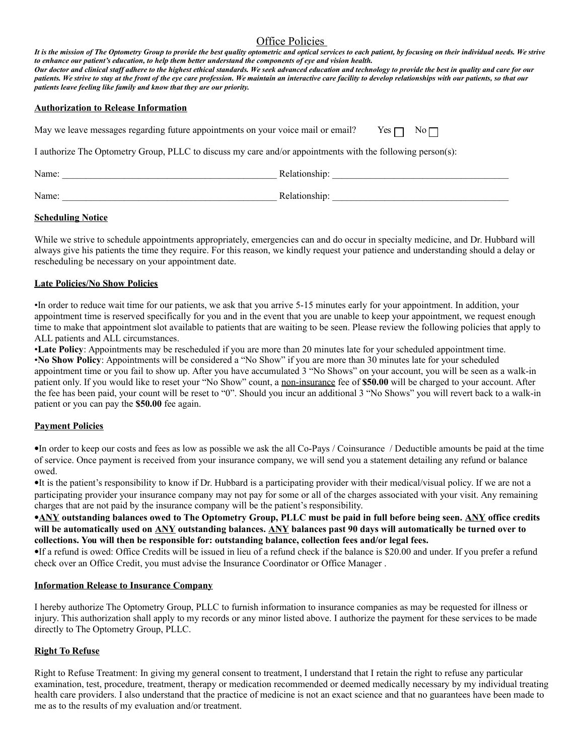# Office Policies

***It is the mission of The Optometry Group to provide the best quality optometric and optical services to each patient, by focusing on their individual needs. We strive to enhance our patient's education, to help them better understand the components of eye and vision health.***
***Our doctor and clinical staff adhere to the highest ethical standards. We seek advanced education and technology to provide the best in quality and care for our patients. We strive to stay at the front of the eye care profession. We maintain an interactive care facility to develop relationships with our patients, so that our patients leave feeling like family and know that they are our priority.***

## Authorization to Release Information

May we leave messages regarding future appointments on your voice mail or email? Yes ☐ No ☐

I authorize The Optometry Group, PLLC to discuss my care and/or appointments with the following person(s):

Name: ______________________________________________ Relationship: _____________________________________

Name: ______________________________________________ Relationship: _____________________________________

## Scheduling Notice

While we strive to schedule appointments appropriately, emergencies can and do occur in specialty medicine, and Dr. Hubbard will always give his patients the time they require. For this reason, we kindly request your patience and understanding should a delay or rescheduling be necessary on your appointment date.

## Late Policies/No Show Policies

•In order to reduce wait time for our patients, we ask that you arrive 5-15 minutes early for your appointment. In addition, your appointment time is reserved specifically for you and in the event that you are unable to keep your appointment, we request enough time to make that appointment slot available to patients that are waiting to be seen. Please review the following policies that apply to ALL patients and ALL circumstances.

•**Late Policy**: Appointments may be rescheduled if you are more than 20 minutes late for your scheduled appointment time.

•**No Show Policy**: Appointments will be considered a "No Show" if you are more than 30 minutes late for your scheduled appointment time or you fail to show up. After you have accumulated 3 "No Shows" on your account, you will be seen as a walk-in patient only. If you would like to reset your "No Show" count, a <u>non-insurance</u> fee of **$50.00** will be charged to your account. After the fee has been paid, your count will be reset to "0". Should you incur an additional 3 "No Shows" you will revert back to a walk-in patient or you can pay the **$50.00** fee again.

## Payment Policies

•In order to keep our costs and fees as low as possible we ask the all Co-Pays / Coinsurance / Deductible amounts be paid at the time of service. Once payment is received from your insurance company, we will send you a statement detailing any refund or balance owed.

•It is the patient's responsibility to know if Dr. Hubbard is a participating provider with their medical/visual policy. If we are not a participating provider your insurance company may not pay for some or all of the charges associated with your visit. Any remaining charges that are not paid by the insurance company will be the patient's responsibility.

•**<u>ANY</u> outstanding balances owed to The Optometry Group, PLLC must be paid in full before being seen. <u>ANY</u> office credits will be automatically used on <u>ANY</u> outstanding balances. <u>ANY</u> balances past 90 days will automatically be turned over to collections. You will then be responsible for: outstanding balance, collection fees and/or legal fees.**

•If a refund is owed: Office Credits will be issued in lieu of a refund check if the balance is $20.00 and under. If you prefer a refund check over an Office Credit, you must advise the Insurance Coordinator or Office Manager .

## Information Release to Insurance Company

I hereby authorize The Optometry Group, PLLC to furnish information to insurance companies as may be requested for illness or injury. This authorization shall apply to my records or any minor listed above. I authorize the payment for these services to be made directly to The Optometry Group, PLLC.

## Right To Refuse

Right to Refuse Treatment: In giving my general consent to treatment, I understand that I retain the right to refuse any particular examination, test, procedure, treatment, therapy or medication recommended or deemed medically necessary by my individual treating health care providers. I also understand that the practice of medicine is not an exact science and that no guarantees have been made to me as to the results of my evaluation and/or treatment.